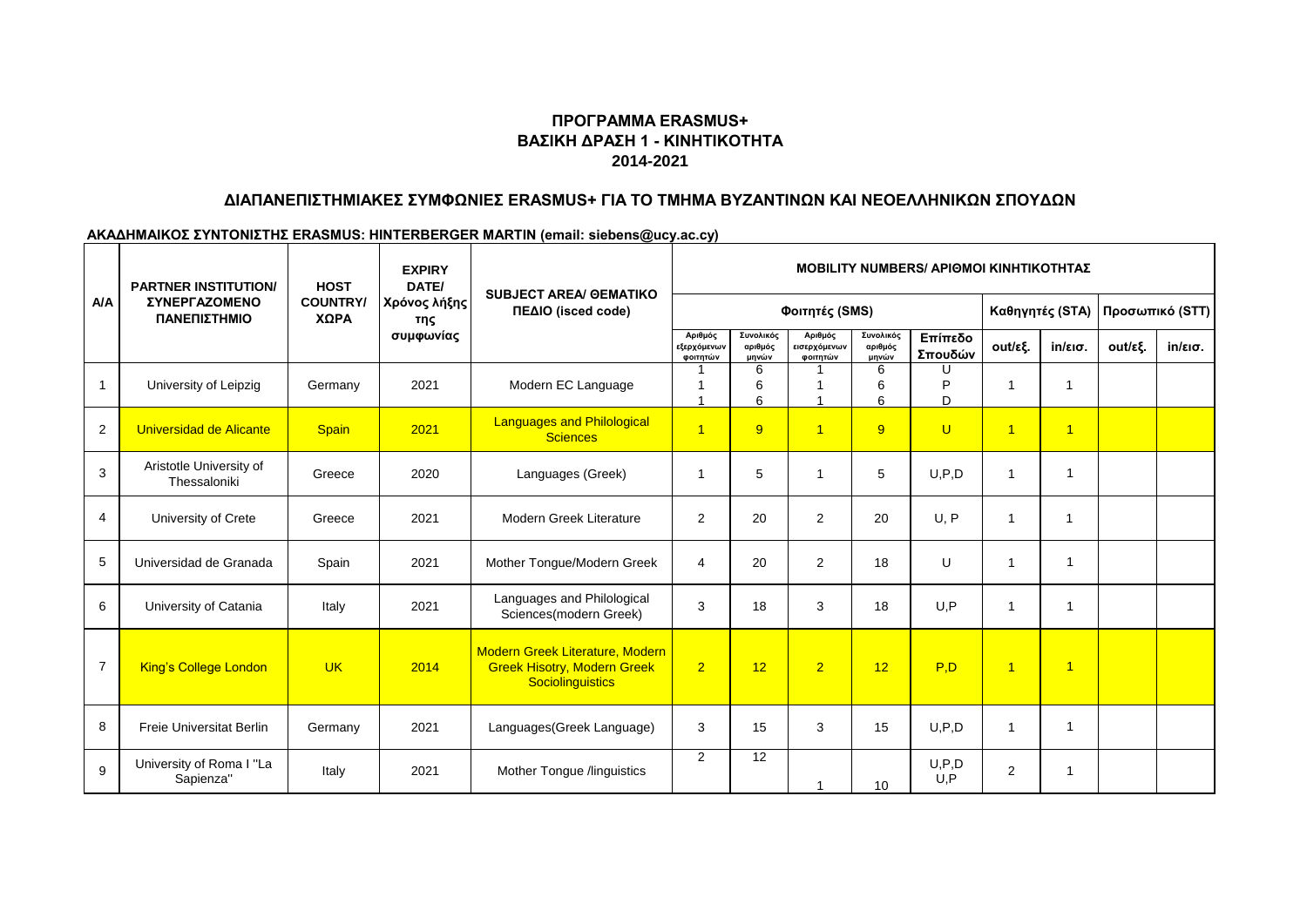# ΠΡΟΓΡΑΜΜΑ ERASMUS+
# ΒΑΣΙΚΗ ΔΡΑΣΗ 1 - ΚΙΝΗΤΙΚΟΤΗΤΑ
# 2014-2021

## ΔΙΑΠΑΝΕΠΙΣΤΗΜΙΑΚΕΣ ΣΥΜΦΩΝΙΕΣ ERASMUS+ ΓΙΑ ΤΟ ΤΜΗΜΑ ΒΥΖΑΝΤΙΝΩΝ ΚΑΙ ΝΕΟΕΛΛΗΝΙΚΩΝ ΣΠΟΥΔΩΝ

**ΑΚΑΔΗΜΑΙΚΟΣ ΣΥΝΤΟΝΙΣΤΗΣ ERASMUS: HINTERBERGER MARTIN (email: siebens@ucy.ac.cy)**

| Α/Α | PARTNER INSTITUTION/ ΣΥΝΕΡΓΑΖΟΜΕΝΟ ΠΑΝΕΠΙΣΤΗΜΙΟ | HOST COUNTRY/ ΧΩΡΑ | EXPIRY DATE/ Χρόνος λήξης της συμφωνίας | SUBJECT AREA/ ΘΕΜΑΤΙΚΟ ΠΕΔΙΟ (isced code) | MOBILITY NUMBERS/ ΑΡΙΘΜΟΙ ΚΙΝΗΤΙΚΟΤΗΤΑΣ | | | | | | | | |
|---|---|---|---|---|---|---|---|---|---|---|---|---|---|
| | | | | | Φοιτητές (SMS) | | | | | Καθηγητές (STA) | | Προσωπικό (STT) | |
| | | | | | Αριθμός εξερχόμενων φοιτητών | Συνολικός αριθμός μηνών | Αριθμός εισερχόμενων φοιτητών | Συνολικός αριθμός μηνών | Επίπεδο Σπουδών | out/εξ. | in/εισ. | out/εξ. | in/εισ. |
| 1 | University of Leipzig | Germany | 2021 | Modern EC Language | 1<br>1<br>1 | 6<br>6<br>6 | 1<br>1<br>1 | 6<br>6<br>6 | U<br>P<br>D | 1 | 1 | | |
| 2 | Universidad de Alicante | Spain | 2021 | Languages and Philological Sciences | 1 | 9 | 1 | 9 | U | 1 | 1 | | |
| 3 | Aristotle University of Thessaloniki | Greece | 2020 | Languages (Greek) | 1 | 5 | 1 | 5 | U,P,D | 1 | 1 | | |
| 4 | University of Crete | Greece | 2021 | Modern Greek Literature | 2 | 20 | 2 | 20 | U, P | 1 | 1 | | |
| 5 | Universidad de Granada | Spain | 2021 | Mother Tongue/Modern Greek | 4 | 20 | 2 | 18 | U | 1 | 1 | | |
| 6 | University of Catania | Italy | 2021 | Languages and Philological Sciences(modern Greek) | 3 | 18 | 3 | 18 | U,P | 1 | 1 | | |
| 7 | King's College London | UK | 2014 | Modern Greek Literature, Modern Greek Hisotry, Modern Greek Sociolinguistics | 2 | 12 | 2 | 12 | P,D | 1 | 1 | | |
| 8 | Freie Universitat Berlin | Germany | 2021 | Languages(Greek Language) | 3 | 15 | 3 | 15 | U,P,D | 1 | 1 | | |
| 9 | University of Roma I "La Sapienza" | Italy | 2021 | Mother Tongue /linguistics | 2 | 12 | 1 | 10 | U,P,D<br>U,P | 2 | 1 | | |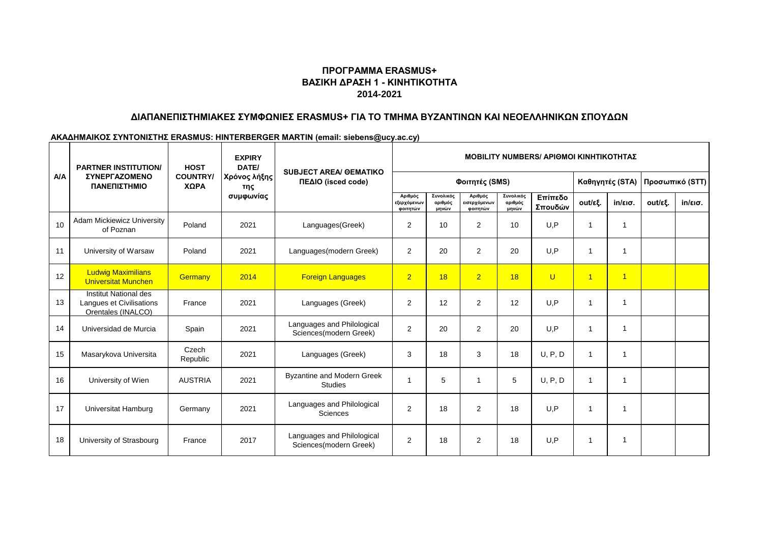**ΠΡΟΓΡΑΜΜΑ ERASMUS+**
**ΒΑΣΙΚΗ ΔΡΑΣΗ 1 - ΚΙΝΗΤΙΚΟΤΗΤΑ**
**2014-2021**

**ΔΙΑΠΑΝΕΠΙΣΤΗΜΙΑΚΕΣ ΣΥΜΦΩΝΙΕΣ ERASMUS+ ΓΙΑ ΤΟ ΤΜΗΜΑ ΒΥΖΑΝΤΙΝΩΝ ΚΑΙ ΝΕΟΕΛΛΗΝΙΚΩΝ ΣΠΟΥΔΩΝ**

**ΑΚΑΔΗΜΑΙΚΟΣ ΣΥΝΤΟΝΙΣΤΗΣ ERASMUS: HINTERBERGER MARTIN (email: siebens@ucy.ac.cy)**

| A/A | PARTNER INSTITUTION/ ΣΥΝΕΡΓΑΖΟΜΕΝΟ ΠΑΝΕΠΙΣΤΗΜΙΟ | HOST COUNTRY/ ΧΩΡΑ | EXPIRY DATE/ Χρόνος λήξης της συμφωνίας | SUBJECT AREA/ ΘΕΜΑΤΙΚΟ ΠΕΔΙΟ (isced code) | MOBILITY NUMBERS/ ΑΡΙΘΜΟΙ ΚΙΝΗΤΙΚΟΤΗΤΑΣ | | | | | | | | |
|---|---|---|---|---|---|---|---|---|---|---|---|---|---|
| | | | | | Φοιτητές (SMS) | | | | | Καθηγητές (STA) | | Προσωπικό (STT) | |
| | | | | | Αριθμός εξερχόμενων φοιτητών | Συνολικός αριθμός μηνών | Αριθμός εισερχόμενων φοιτητών | Συνολικός αριθμός μηνών | Επίπεδο Σπουδών | out/εξ. | in/εισ. | out/εξ. | in/εισ. |
| 10 | Adam Mickiewicz University of Poznan | Poland | 2021 | Languages(Greek) | 2 | 10 | 2 | 10 | U,P | 1 | 1 | | |
| 11 | University of Warsaw | Poland | 2021 | Languages(modern Greek) | 2 | 20 | 2 | 20 | U,P | 1 | 1 | | |
| 12 | Ludwig Maximilians Universitat Munchen | Germany | 2014 | Foreign Languages | 2 | 18 | 2 | 18 | U | 1 | 1 | | |
| 13 | Institut National des Langues et Civilisations Orentales (INALCO) | France | 2021 | Languages (Greek) | 2 | 12 | 2 | 12 | U,P | 1 | 1 | | |
| 14 | Universidad de Murcia | Spain | 2021 | Languages and Philological Sciences(modern Greek) | 2 | 20 | 2 | 20 | U,P | 1 | 1 | | |
| 15 | Masarykova Universita | Czech Republic | 2021 | Languages (Greek) | 3 | 18 | 3 | 18 | U, P, D | 1 | 1 | | |
| 16 | University of Wien | AUSTRIA | 2021 | Byzantine and Modern Greek Studies | 1 | 5 | 1 | 5 | U, P, D | 1 | 1 | | |
| 17 | Universitat Hamburg | Germany | 2021 | Languages and Philological Sciences | 2 | 18 | 2 | 18 | U,P | 1 | 1 | | |
| 18 | University of Strasbourg | France | 2017 | Languages and Philological Sciences(modern Greek) | 2 | 18 | 2 | 18 | U,P | 1 | 1 | | |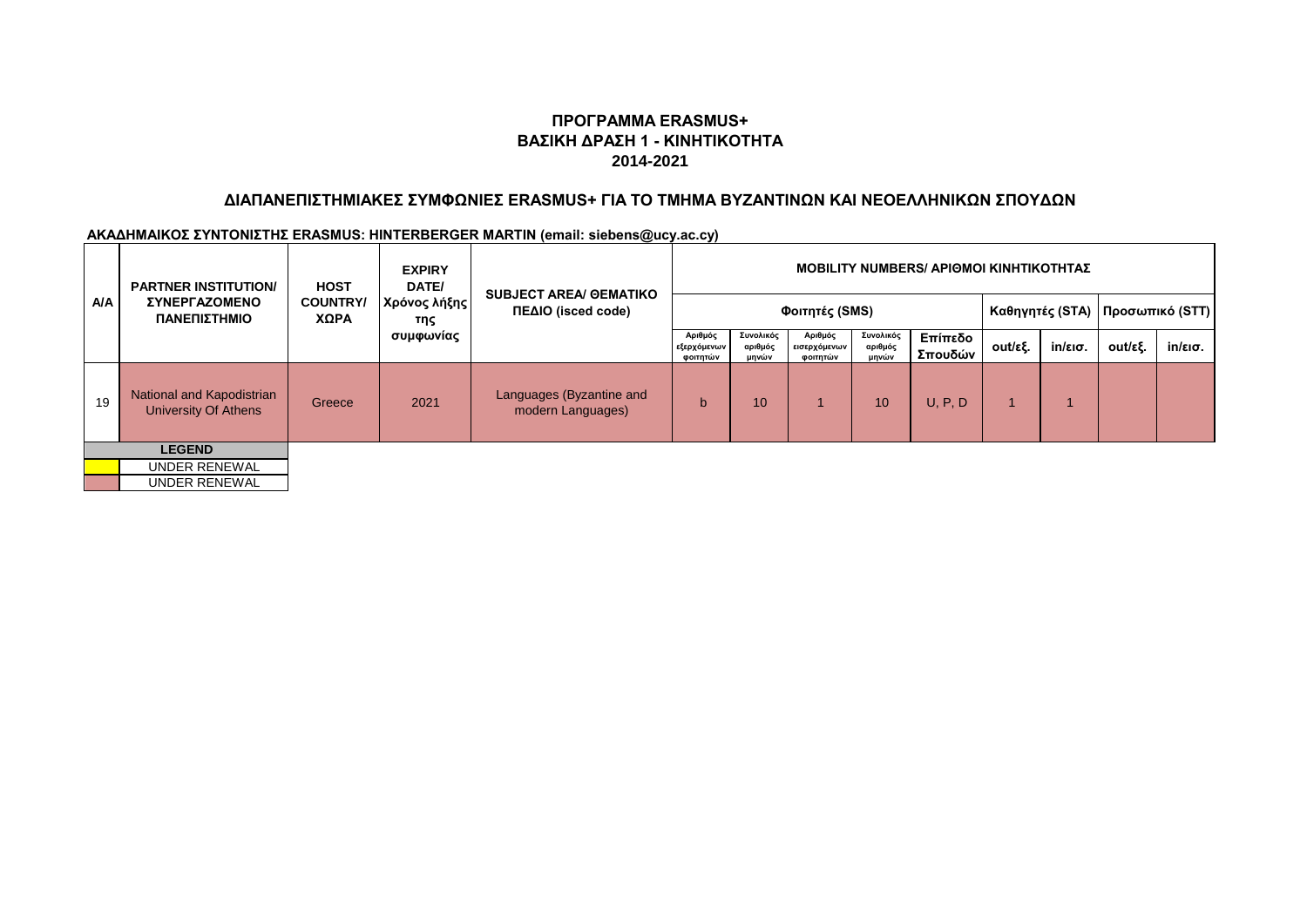**ΠΡΟΓΡΑΜΜΑ ERASMUS+**
**ΒΑΣΙΚΗ ΔΡΑΣΗ 1 - ΚΙΝΗΤΙΚΟΤΗΤΑ**
**2014-2021**

**ΔΙΑΠΑΝΕΠΙΣΤΗΜΙΑΚΕΣ ΣΥΜΦΩΝΙΕΣ ERASMUS+ ΓΙΑ ΤΟ ΤΜΗΜΑ ΒΥΖΑΝΤΙΝΩΝ ΚΑΙ ΝΕΟΕΛΛΗΝΙΚΩΝ ΣΠΟΥΔΩΝ**

**ΑΚΑΔΗΜΑΙΚΟΣ ΣΥΝΤΟΝΙΣΤΗΣ ERASMUS: HINTERBERGER MARTIN (email: siebens@ucy.ac.cy)**

| Α/Α | PARTNER INSTITUTION/ ΣΥΝΕΡΓΑΖΟΜΕΝΟ ΠΑΝΕΠΙΣΤΗΜΙΟ | HOST COUNTRY/ ΧΩΡΑ | EXPIRY DATE/ Χρόνος λήξης της συμφωνίας | SUBJECT AREA/ ΘΕΜΑΤΙΚΟ ΠΕΔΙΟ (isced code) | MOBILITY NUMBERS/ ΑΡΙΘΜΟΙ ΚΙΝΗΤΙΚΟΤΗΤΑΣ | | | | | | | | |
|---|---|---|---|---|---|---|---|---|---|---|---|---|---|
| | | | | | Φοιτητές (SMS) | | | | | Καθηγητές (STA) | | Προσωπικό (STT) | |
| | | | | | Αριθμός εξερχόμενων φοιτητών | Συνολικός αριθμός μηνών | Αριθμός εισερχόμενων φοιτητών | Συνολικός αριθμός μηνών | Επίπεδο Σπουδών | out/εξ. | in/εισ. | out/εξ. | in/εισ. |
| 19 | National and Kapodistrian University Of Athens | Greece | 2021 | Languages (Byzantine and modern Languages) | b | 10 | 1 | 10 | U, P, D | 1 | 1 | | |

| LEGEND | |
|---|---|
| (yellow) | UNDER RENEWAL |
| (red) | UNDER RENEWAL |